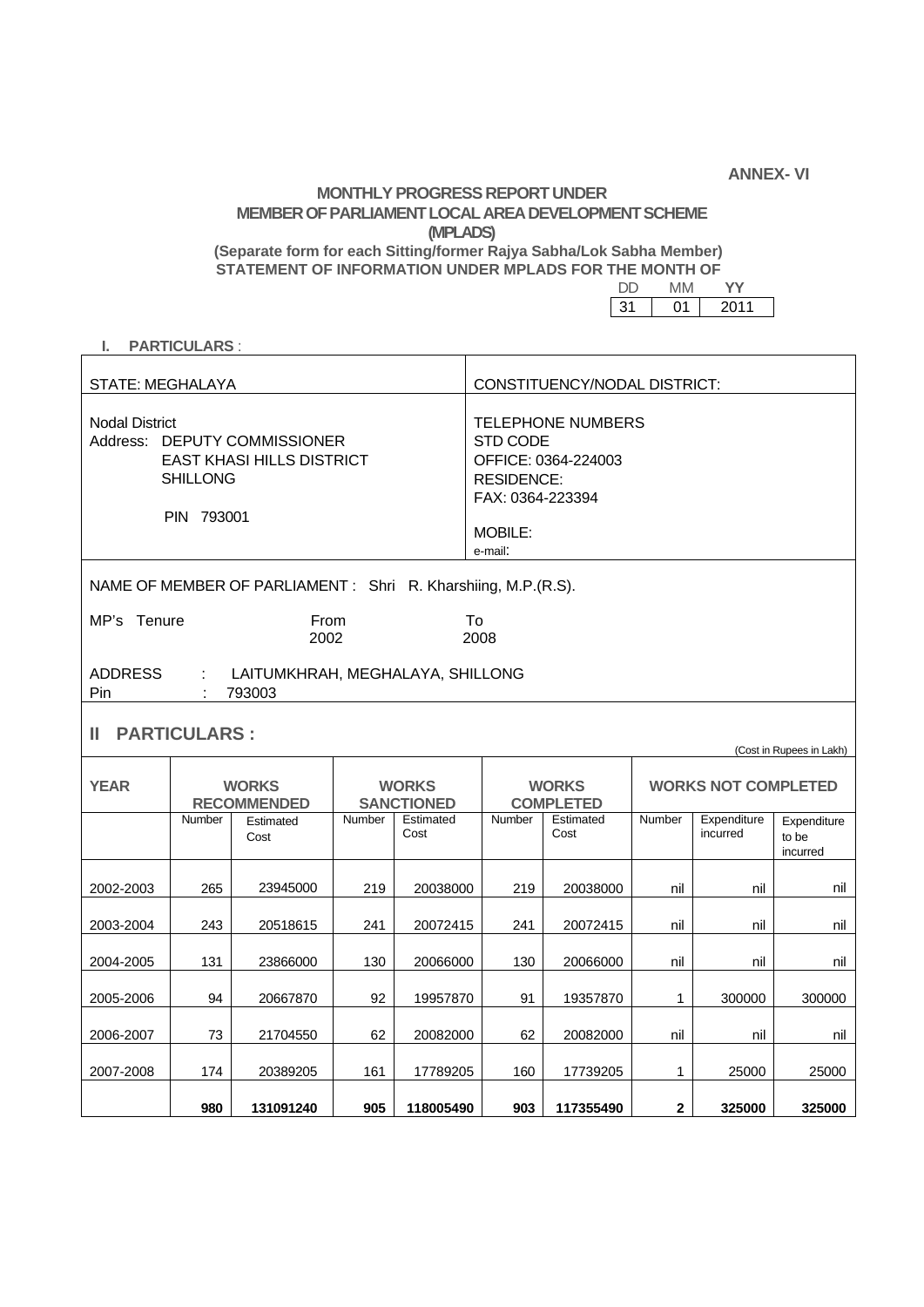**ANNEX- VI**

# MONTHLY PROGRESS REPORT UNDER MEMBER OF PARLIAMENT LOCAL AREA DEVELOPMENT SCHEME (MPLADS)

**(Separate form for each Sitting/former Rajya Sabha/Lok Sabha Member)**

**STATEMENT OF INFORMATION UNDER MPLADS FOR THE MONTH OF**

| DD | MM | YY |
|---|---|---|
| 31 | 01 | 2011 |

## I. PARTICULARS :

| STATE: MEGHALAYA | CONSTITUENCY/NODAL DISTRICT: |
|---|---|
| Nodal District<br>Address: DEPUTY COMMISSIONER<br>EAST KHASI HILLS DISTRICT<br>SHILLONG<br>PIN 793001 | TELEPHONE NUMBERS<br>STD CODE<br>OFFICE: 0364-224003<br>RESIDENCE:<br>FAX: 0364-223394<br>MOBILE:<br>e-mail: |

NAME OF MEMBER OF PARLIAMENT : Shri R. Kharshiing, M.P.(R.S).

MP's Tenure From 2002 To 2008

ADDRESS : LAITUMKHRAH, MEGHALAYA, SHILLONG
Pin : 793003

## II PARTICULARS :

(Cost in Rupees in Lakh)

| YEAR | WORKS RECOMMENDED | | WORKS SANCTIONED | | WORKS COMPLETED | | WORKS NOT COMPLETED | | |
|---|---|---|---|---|---|---|---|---|---|
| | Number | Estimated Cost | Number | Estimated Cost | Number | Estimated Cost | Number | Expenditure incurred | Expenditure to be incurred |
| 2002-2003 | 265 | 23945000 | 219 | 20038000 | 219 | 20038000 | nil | nil | nil |
| 2003-2004 | 243 | 20518615 | 241 | 20072415 | 241 | 20072415 | nil | nil | nil |
| 2004-2005 | 131 | 23866000 | 130 | 20066000 | 130 | 20066000 | nil | nil | nil |
| 2005-2006 | 94 | 20667870 | 92 | 19957870 | 91 | 19357870 | 1 | 300000 | 300000 |
| 2006-2007 | 73 | 21704550 | 62 | 20082000 | 62 | 20082000 | nil | nil | nil |
| 2007-2008 | 174 | 20389205 | 161 | 17789205 | 160 | 17739205 | 1 | 25000 | 25000 |
| | **980** | **131091240** | **905** | **118005490** | **903** | **117355490** | **2** | **325000** | **325000** |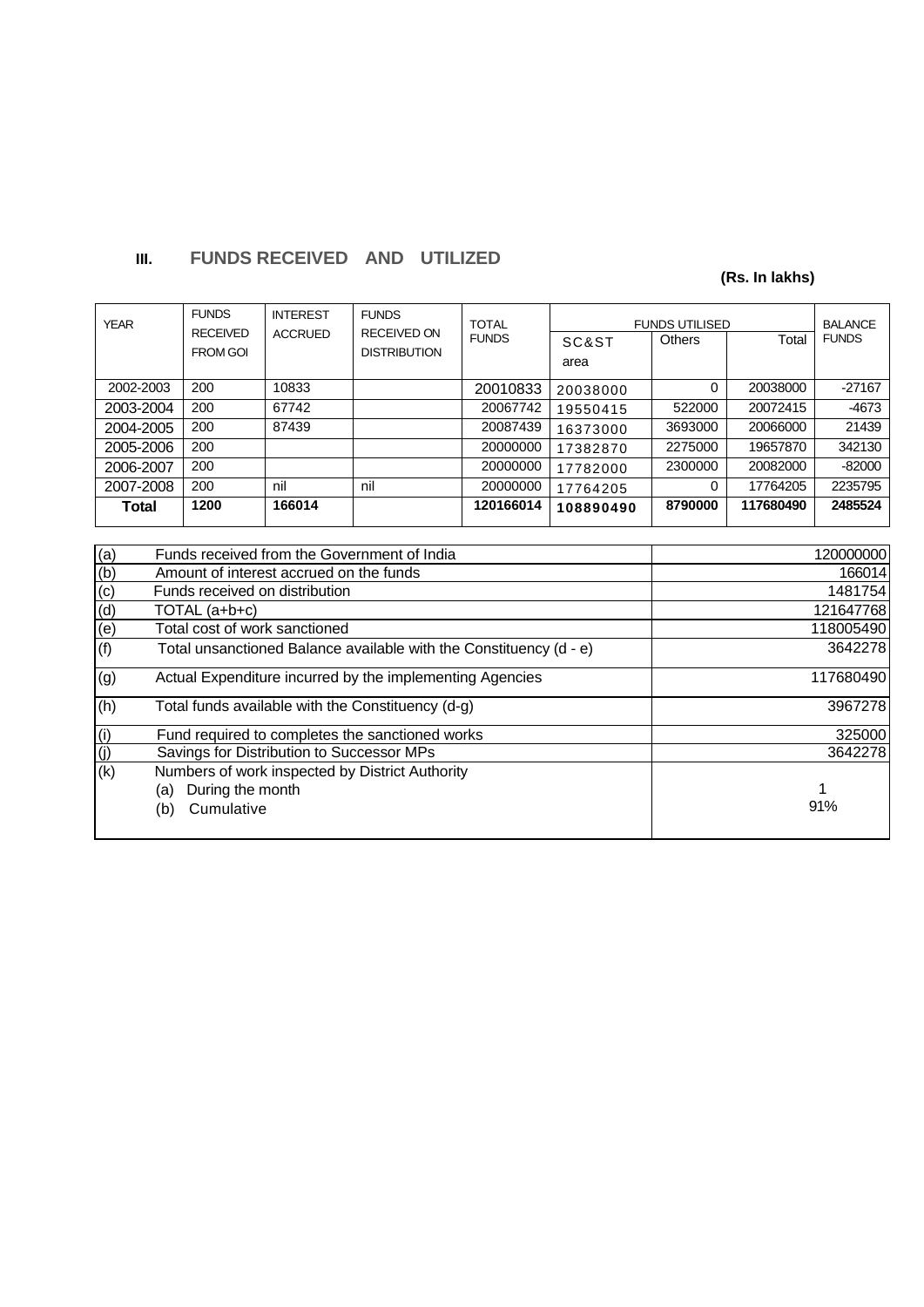## III. FUNDS RECEIVED AND UTILIZED

**(Rs. In lakhs)**

| YEAR | FUNDS RECEIVED FROM GOI | INTEREST ACCRUED | FUNDS RECEIVED ON DISTRIBUTION | TOTAL FUNDS | FUNDS UTILISED | | | BALANCE FUNDS |
|---|---|---|---|---|---|---|---|---|
| | | | | | SC&ST area | Others | Total | |
| 2002-2003 | 200 | 10833 | | 20010833 | 20038000 | 0 | 20038000 | -27167 |
| 2003-2004 | 200 | 67742 | | 20067742 | 19550415 | 522000 | 20072415 | -4673 |
| 2004-2005 | 200 | 87439 | | 20087439 | 16373000 | 3693000 | 20066000 | 21439 |
| 2005-2006 | 200 | | | 20000000 | 17382870 | 2275000 | 19657870 | 342130 |
| 2006-2007 | 200 | | | 20000000 | 17782000 | 2300000 | 20082000 | -82000 |
| 2007-2008 | 200 | nil | nil | 20000000 | 17764205 | 0 | 17764205 | 2235795 |
| **Total** | **1200** | **166014** | | **120166014** | **108890490** | **8790000** | **117680490** | **2485524** |

| | | |
|---|---|---|
| (a) | Funds received from the Government of India | 120000000 |
| (b) | Amount of interest accrued on the funds | 166014 |
| (c) | Funds received on distribution | 1481754 |
| (d) | TOTAL (a+b+c) | 121647768 |
| (e) | Total cost of work sanctioned | 118005490 |
| (f) | Total unsanctioned Balance available with the Constituency (d - e) | 3642278 |
| (g) | Actual Expenditure incurred by the implementing Agencies | 117680490 |
| (h) | Total funds available with the Constituency (d-g) | 3967278 |
| (i) | Fund required to completes the sanctioned works | 325000 |
| (j) | Savings for Distribution to Successor MPs | 3642278 |
| (k) | Numbers of work inspected by District Authority<br>(a) During the month<br>(b) Cumulative | <br>1<br>91% |